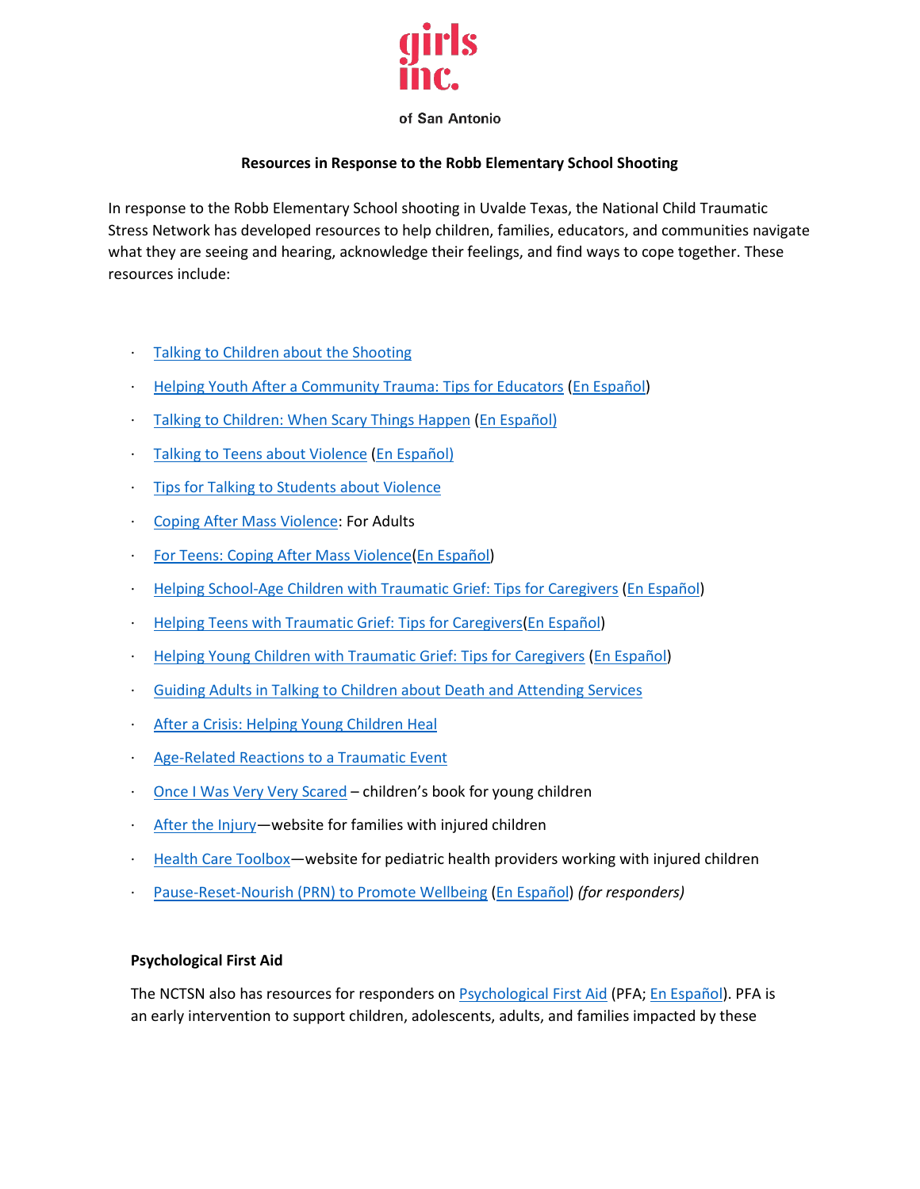girls inc.

of San Antonio

**Resources in Response to the Robb Elementary School Shooting**

In response to the Robb Elementary School shooting in Uvalde Texas, the National Child Traumatic Stress Network has developed resources to help children, families, educators, and communities navigate what they are seeing and hearing, acknowledge their feelings, and find ways to cope together. These resources include:

- Talking to Children about the Shooting
- Helping Youth After a Community Trauma: Tips for Educators (En Español)
- Talking to Children: When Scary Things Happen (En Español)
- Talking to Teens about Violence (En Español)
- Tips for Talking to Students about Violence
- Coping After Mass Violence: For Adults
- For Teens: Coping After Mass Violence(En Español)
- Helping School-Age Children with Traumatic Grief: Tips for Caregivers (En Español)
- Helping Teens with Traumatic Grief: Tips for Caregivers(En Español)
- Helping Young Children with Traumatic Grief: Tips for Caregivers (En Español)
- Guiding Adults in Talking to Children about Death and Attending Services
- After a Crisis: Helping Young Children Heal
- Age-Related Reactions to a Traumatic Event
- Once I Was Very Very Scared – children's book for young children
- After the Injury—website for families with injured children
- Health Care Toolbox—website for pediatric health providers working with injured children
- Pause-Reset-Nourish (PRN) to Promote Wellbeing (En Español) *(for responders)*

**Psychological First Aid**

The NCTSN also has resources for responders on Psychological First Aid (PFA; En Español). PFA is an early intervention to support children, adolescents, adults, and families impacted by these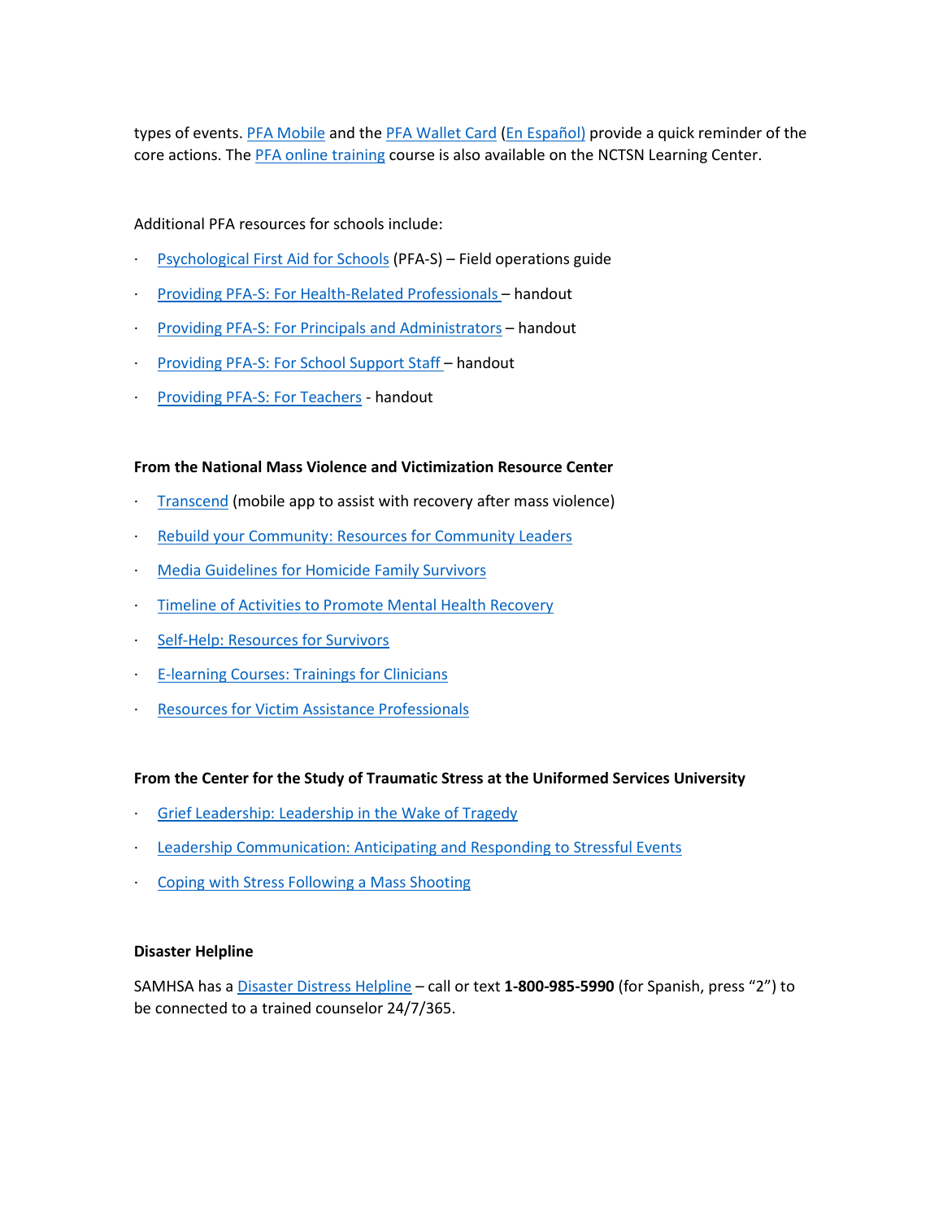types of events. PFA Mobile and the PFA Wallet Card (En Español) provide a quick reminder of the core actions. The PFA online training course is also available on the NCTSN Learning Center.

Additional PFA resources for schools include:

- Psychological First Aid for Schools (PFA-S) – Field operations guide
- Providing PFA-S: For Health-Related Professionals – handout
- Providing PFA-S: For Principals and Administrators – handout
- Providing PFA-S: For School Support Staff – handout
- Providing PFA-S: For Teachers - handout

**From the National Mass Violence and Victimization Resource Center**

- Transcend (mobile app to assist with recovery after mass violence)
- Rebuild your Community: Resources for Community Leaders
- Media Guidelines for Homicide Family Survivors
- Timeline of Activities to Promote Mental Health Recovery
- Self-Help: Resources for Survivors
- E-learning Courses: Trainings for Clinicians
- Resources for Victim Assistance Professionals

**From the Center for the Study of Traumatic Stress at the Uniformed Services University**

- Grief Leadership: Leadership in the Wake of Tragedy
- Leadership Communication: Anticipating and Responding to Stressful Events
- Coping with Stress Following a Mass Shooting

**Disaster Helpline**

SAMHSA has a Disaster Distress Helpline – call or text **1-800-985-5990** (for Spanish, press "2") to be connected to a trained counselor 24/7/365.